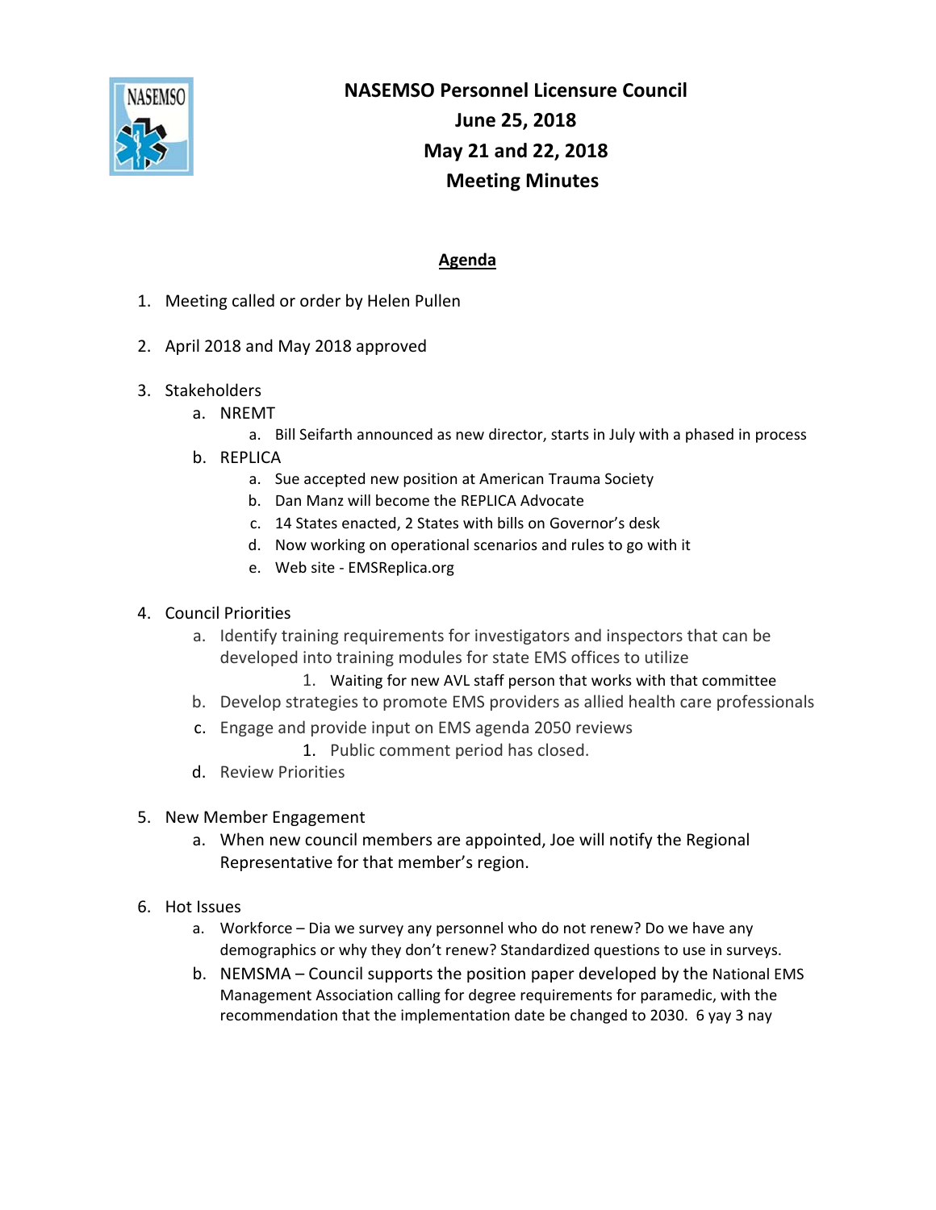# NASEMSO Personnel Licensure Council
## June 25, 2018
## May 21 and 22, 2018
## Meeting Minutes

**Agenda**

1. Meeting called or order by Helen Pullen

2. April 2018 and May 2018 approved

3. Stakeholders
   a. NREMT
      a. Bill Seifarth announced as new director, starts in July with a phased in process
   b. REPLICA
      a. Sue accepted new position at American Trauma Society
      b. Dan Manz will become the REPLICA Advocate
      c. 14 States enacted, 2 States with bills on Governor's desk
      d. Now working on operational scenarios and rules to go with it
      e. Web site - EMSReplica.org

4. Council Priorities
   a. Identify training requirements for investigators and inspectors that can be developed into training modules for state EMS offices to utilize
      1. Waiting for new AVL staff person that works with that committee
   b. Develop strategies to promote EMS providers as allied health care professionals
   c. Engage and provide input on EMS agenda 2050 reviews
      1. Public comment period has closed.
   d. Review Priorities

5. New Member Engagement
   a. When new council members are appointed, Joe will notify the Regional Representative for that member's region.

6. Hot Issues
   a. Workforce – Dia we survey any personnel who do not renew? Do we have any demographics or why they don't renew? Standardized questions to use in surveys.
   b. NEMSMA – Council supports the position paper developed by the National EMS Management Association calling for degree requirements for paramedic, with the recommendation that the implementation date be changed to 2030. 6 yay 3 nay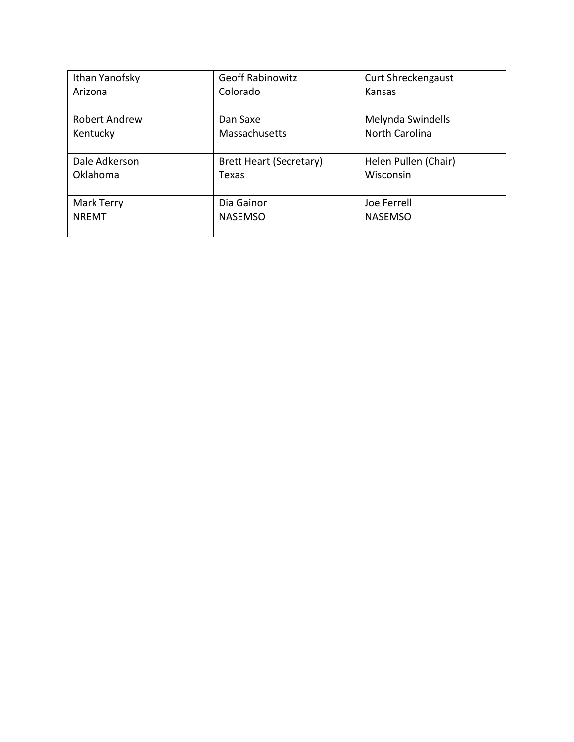| | | |
|---|---|---|
| Ithan Yanofsky<br>Arizona | Geoff Rabinowitz<br>Colorado | Curt Shreckengaust<br>Kansas |
| Robert Andrew<br>Kentucky | Dan Saxe<br>Massachusetts | Melynda Swindells<br>North Carolina |
| Dale Adkerson<br>Oklahoma | Brett Heart (Secretary)<br>Texas | Helen Pullen (Chair)<br>Wisconsin |
| Mark Terry<br>NREMT | Dia Gainor<br>NASEMSO | Joe Ferrell<br>NASEMSO |